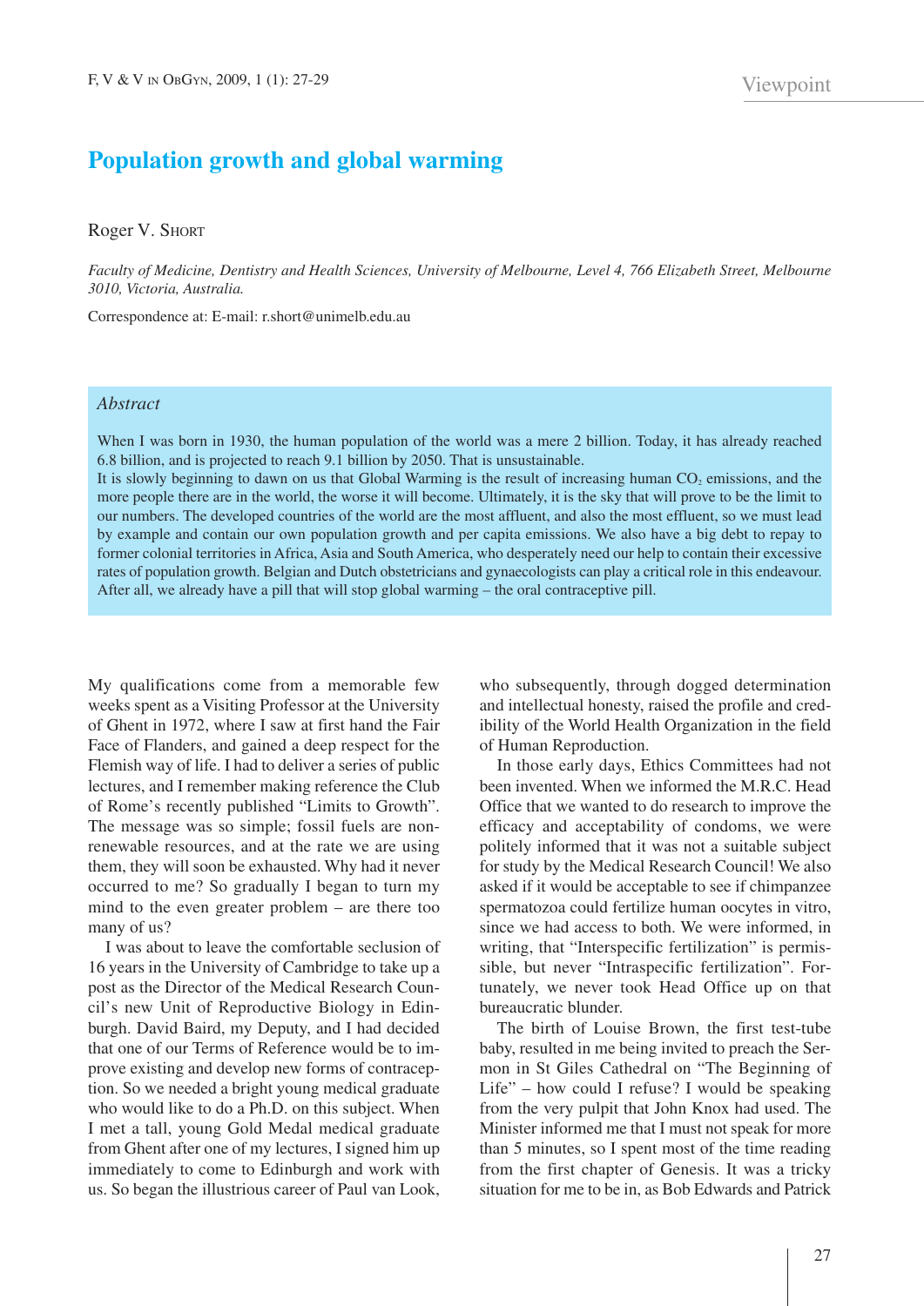# Population growth and global warming

Roger V. Short

*Faculty of Medicine, Dentistry and Health Sciences, University of Melbourne, Level 4, 766 Elizabeth Street, Melbourne 3010, Victoria, Australia.*

Correspondence at: E-mail: r.short@unimelb.edu.au

## Abstract

When I was born in 1930, the human population of the world was a mere 2 billion. Today, it has already reached 6.8 billion, and is projected to reach 9.1 billion by 2050. That is unsustainable.

It is slowly beginning to dawn on us that Global Warming is the result of increasing human $CO_2$ emissions, and the more people there are in the world, the worse it will become. Ultimately, it is the sky that will prove to be the limit to our numbers. The developed countries of the world are the most affluent, and also the most effluent, so we must lead by example and contain our own population growth and per capita emissions. We also have a big debt to repay to former colonial territories in Africa, Asia and South America, who desperately need our help to contain their excessive rates of population growth. Belgian and Dutch obstetricians and gynaecologists can play a critical role in this endeavour. After all, we already have a pill that will stop global warming – the oral contraceptive pill.

My qualifications come from a memorable few weeks spent as a Visiting Professor at the University of Ghent in 1972, where I saw at first hand the Fair Face of Flanders, and gained a deep respect for the Flemish way of life. I had to deliver a series of public lectures, and I remember making reference the Club of Rome's recently published "Limits to Growth". The message was so simple; fossil fuels are non-renewable resources, and at the rate we are using them, they will soon be exhausted. Why had it never occurred to me? So gradually I began to turn my mind to the even greater problem – are there too many of us?

I was about to leave the comfortable seclusion of 16 years in the University of Cambridge to take up a post as the Director of the Medical Research Council's new Unit of Reproductive Biology in Edinburgh. David Baird, my Deputy, and I had decided that one of our Terms of Reference would be to improve existing and develop new forms of contraception. So we needed a bright young medical graduate who would like to do a Ph.D. on this subject. When I met a tall, young Gold Medal medical graduate from Ghent after one of my lectures, I signed him up immediately to come to Edinburgh and work with us. So began the illustrious career of Paul van Look, who subsequently, through dogged determination and intellectual honesty, raised the profile and credibility of the World Health Organization in the field of Human Reproduction.

In those early days, Ethics Committees had not been invented. When we informed the M.R.C. Head Office that we wanted to do research to improve the efficacy and acceptability of condoms, we were politely informed that it was not a suitable subject for study by the Medical Research Council! We also asked if it would be acceptable to see if chimpanzee spermatozoa could fertilize human oocytes in vitro, since we had access to both. We were informed, in writing, that "Interspecific fertilization" is permissible, but never "Intraspecific fertilization". Fortunately, we never took Head Office up on that bureaucratic blunder.

The birth of Louise Brown, the first test-tube baby, resulted in me being invited to preach the Sermon in St Giles Cathedral on "The Beginning of Life" – how could I refuse? I would be speaking from the very pulpit that John Knox had used. The Minister informed me that I must not speak for more than 5 minutes, so I spent most of the time reading from the first chapter of Genesis. It was a tricky situation for me to be in, as Bob Edwards and Patrick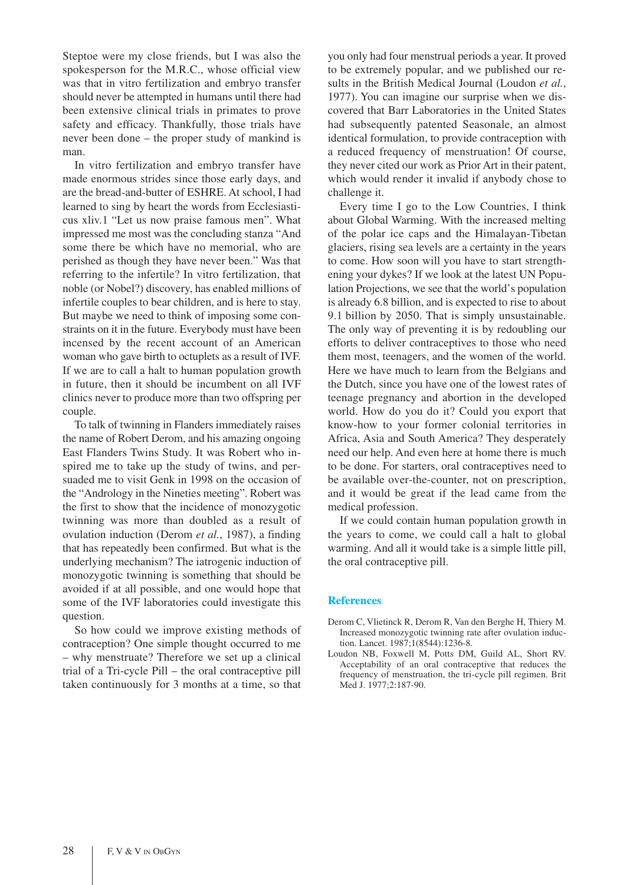Steptoe were my close friends, but I was also the spokesperson for the M.R.C., whose official view was that in vitro fertilization and embryo transfer should never be attempted in humans until there had been extensive clinical trials in primates to prove safety and efficacy. Thankfully, those trials have never been done – the proper study of mankind is man.

In vitro fertilization and embryo transfer have made enormous strides since those early days, and are the bread-and-butter of ESHRE. At school, I had learned to sing by heart the words from Ecclesiasticus xliv.1 "Let us now praise famous men". What impressed me most was the concluding stanza "And some there be which have no memorial, who are perished as though they have never been." Was that referring to the infertile? In vitro fertilization, that noble (or Nobel?) discovery, has enabled millions of infertile couples to bear children, and is here to stay. But maybe we need to think of imposing some constraints on it in the future. Everybody must have been incensed by the recent account of an American woman who gave birth to octuplets as a result of IVF. If we are to call a halt to human population growth in future, then it should be incumbent on all IVF clinics never to produce more than two offspring per couple.

To talk of twinning in Flanders immediately raises the name of Robert Derom, and his amazing ongoing East Flanders Twins Study. It was Robert who inspired me to take up the study of twins, and persuaded me to visit Genk in 1998 on the occasion of the "Andrology in the Nineties meeting". Robert was the first to show that the incidence of monozygotic twinning was more than doubled as a result of ovulation induction (Derom *et al.*, 1987), a finding that has repeatedly been confirmed. But what is the underlying mechanism? The iatrogenic induction of monozygotic twinning is something that should be avoided if at all possible, and one would hope that some of the IVF laboratories could investigate this question.

So how could we improve existing methods of contraception? One simple thought occurred to me – why menstruate? Therefore we set up a clinical trial of a Tri-cycle Pill – the oral contraceptive pill taken continuously for 3 months at a time, so that you only had four menstrual periods a year. It proved to be extremely popular, and we published our results in the British Medical Journal (Loudon *et al.*, 1977). You can imagine our surprise when we discovered that Barr Laboratories in the United States had subsequently patented Seasonale, an almost identical formulation, to provide contraception with a reduced frequency of menstruation! Of course, they never cited our work as Prior Art in their patent, which would render it invalid if anybody chose to challenge it.

Every time I go to the Low Countries, I think about Global Warming. With the increased melting of the polar ice caps and the Himalayan-Tibetan glaciers, rising sea levels are a certainty in the years to come. How soon will you have to start strengthening your dykes? If we look at the latest UN Population Projections, we see that the world's population is already 6.8 billion, and is expected to rise to about 9.1 billion by 2050. That is simply unsustainable. The only way of preventing it is by redoubling our efforts to deliver contraceptives to those who need them most, teenagers, and the women of the world. Here we have much to learn from the Belgians and the Dutch, since you have one of the lowest rates of teenage pregnancy and abortion in the developed world. How do you do it? Could you export that know-how to your former colonial territories in Africa, Asia and South America? They desperately need our help. And even here at home there is much to be done. For starters, oral contraceptives need to be available over-the-counter, not on prescription, and it would be great if the lead came from the medical profession.

If we could contain human population growth in the years to come, we could call a halt to global warming. And all it would take is a simple little pill, the oral contraceptive pill.

## References

Derom C, Vlietinck R, Derom R, Van den Berghe H, Thiery M. Increased monozygotic twinning rate after ovulation induction. Lancet. 1987;1(8544):1236-8.

Loudon NB, Foxwell M, Potts DM, Guild AL, Short RV. Acceptability of an oral contraceptive that reduces the frequency of menstruation, the tri-cycle pill regimen. Brit Med J. 1977;2:187-90.